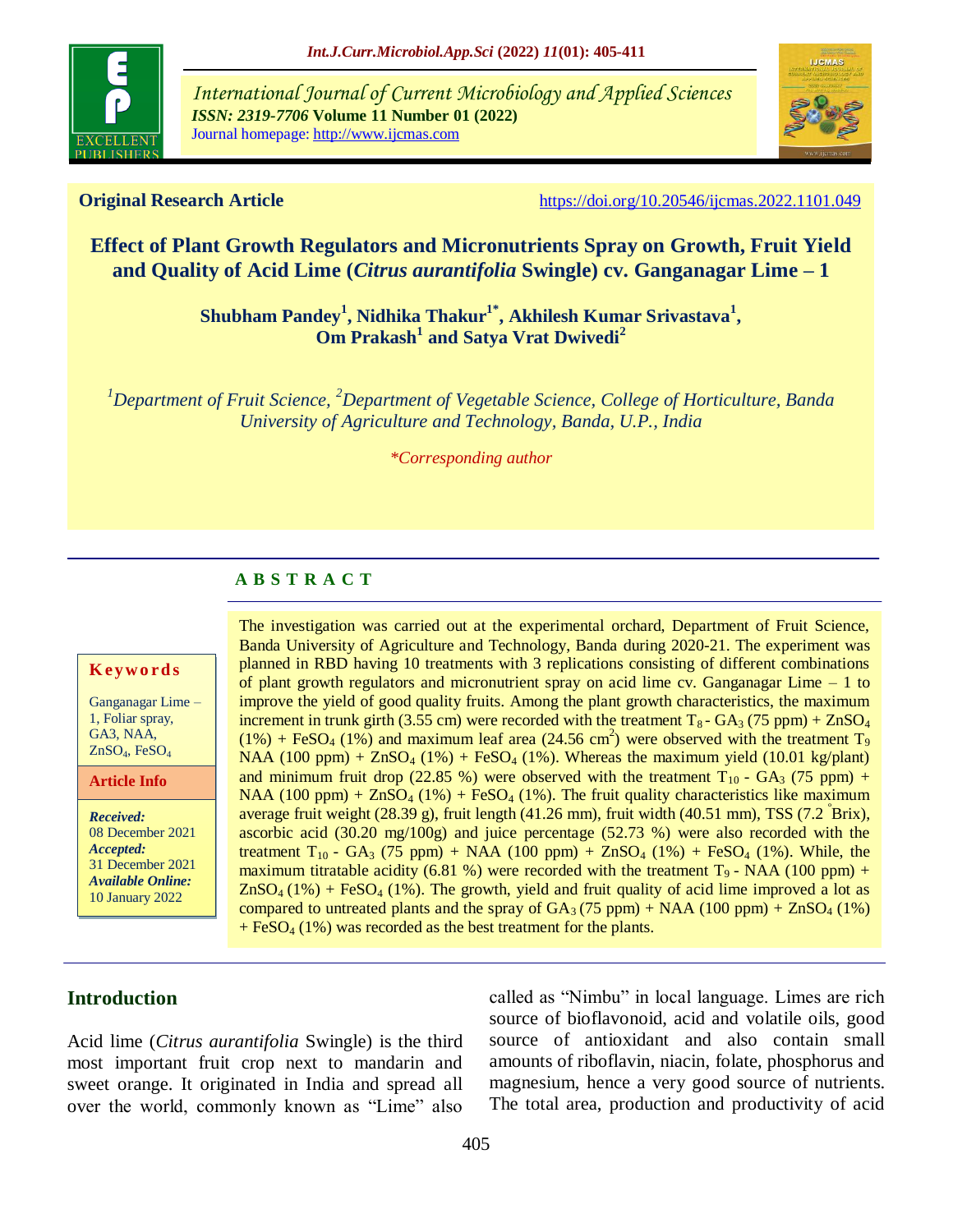**Original Research Article** https://doi.org/10.20546/ijcmas.2022.1101.049

# Effect of Plant Growth Regulators and Micronutrients Spray on Growth, Fruit Yield and Quality of Acid Lime (*Citrus aurantifolia* Swingle) cv. Ganganagar Lime – 1

**Shubham Pandey[1], Nidhika Thakur[1*], Akhilesh Kumar Srivastava[1], Om Prakash[1] and Satya Vrat Dwivedi[2]**

*[1]Department of Fruit Science, [2]Department of Vegetable Science, College of Horticulture, Banda University of Agriculture and Technology, Banda, U.P., India*

*\*Corresponding author*

## ABSTRACT

**Keywords**

Ganganagar Lime – 1, Foliar spray, GA3, NAA, $ZnSO_4$, $FeSO_4$

**Article Info**

*Received:* 08 December 2021
*Accepted:* 31 December 2021
*Available Online:* 10 January 2022

The investigation was carried out at the experimental orchard, Department of Fruit Science, Banda University of Agriculture and Technology, Banda during 2020-21. The experiment was planned in RBD having 10 treatments with 3 replications consisting of different combinations of plant growth regulators and micronutrient spray on acid lime cv. Ganganagar Lime – 1 to improve the yield of good quality fruits. Among the plant growth characteristics, the maximum increment in trunk girth (3.55 cm) were recorded with the treatment $T_8$ - $GA_3$ (75 ppm) + $ZnSO_4$ (1%) + $FeSO_4$ (1%) and maximum leaf area (24.56 $cm^2$) were observed with the treatment $T_9$ NAA (100 ppm) + $ZnSO_4$ (1%) + $FeSO_4$ (1%). Whereas the maximum yield (10.01 kg/plant) and minimum fruit drop (22.85 %) were observed with the treatment $T_{10}$ - $GA_3$ (75 ppm) + NAA (100 ppm) + $ZnSO_4$ (1%) + $FeSO_4$ (1%). The fruit quality characteristics like maximum average fruit weight (28.39 g), fruit length (41.26 mm), fruit width (40.51 mm), TSS (7.2 °Brix), ascorbic acid (30.20 mg/100g) and juice percentage (52.73 %) were also recorded with the treatment $T_{10}$ - $GA_3$ (75 ppm) + NAA (100 ppm) + $ZnSO_4$ (1%) + $FeSO_4$ (1%). While, the maximum titratable acidity (6.81 %) were recorded with the treatment $T_9$ - NAA (100 ppm) + $ZnSO_4$ (1%) + $FeSO_4$ (1%). The growth, yield and fruit quality of acid lime improved a lot as compared to untreated plants and the spray of $GA_3$ (75 ppm) + NAA (100 ppm) + $ZnSO_4$ (1%) + $FeSO_4$ (1%) was recorded as the best treatment for the plants.

## Introduction

Acid lime (*Citrus aurantifolia* Swingle) is the third most important fruit crop next to mandarin and sweet orange. It originated in India and spread all over the world, commonly known as "Lime" also called as "Nimbu" in local language. Limes are rich source of bioflavonoid, acid and volatile oils, good source of antioxidant and also contain small amounts of riboflavin, niacin, folate, phosphorus and magnesium, hence a very good source of nutrients. The total area, production and productivity of acid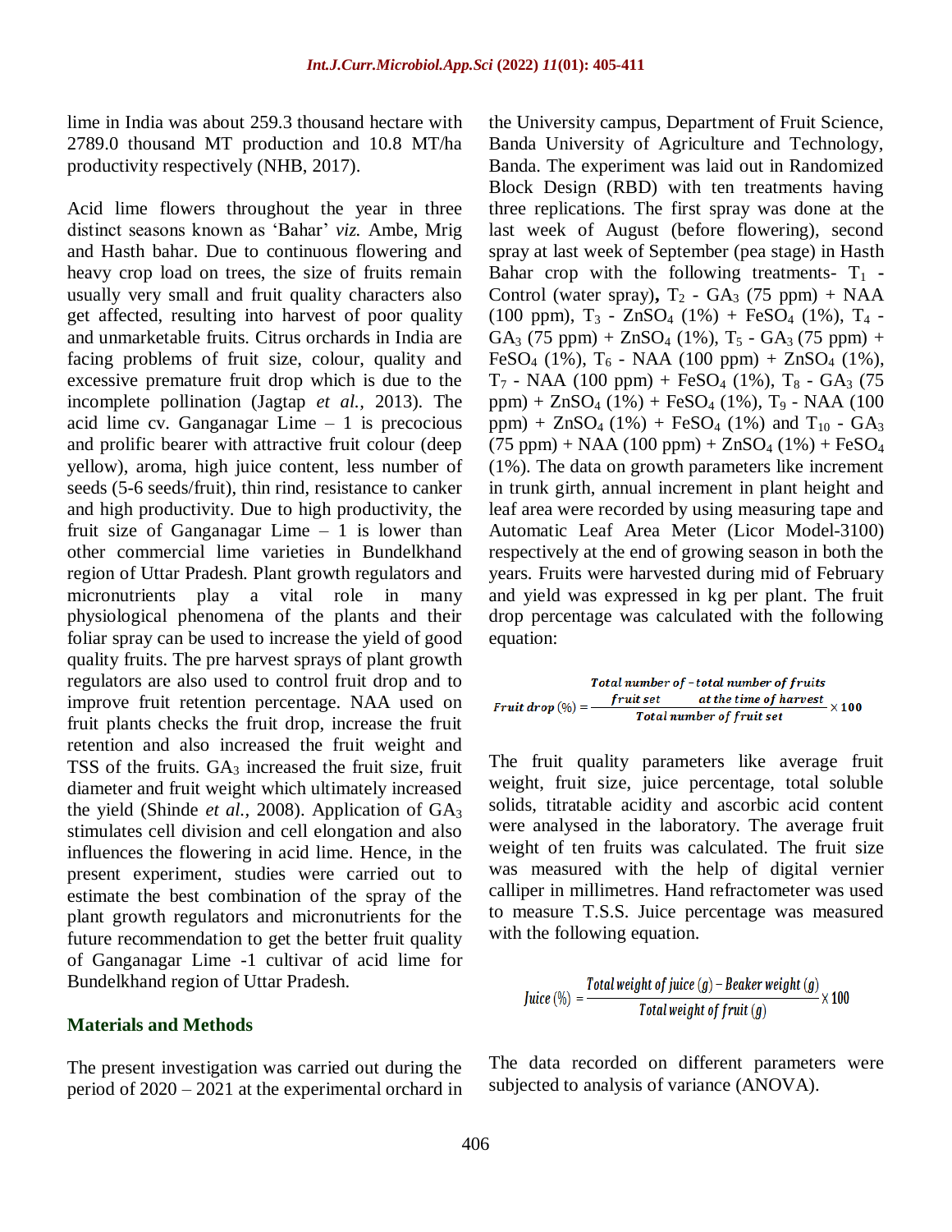lime in India was about 259.3 thousand hectare with 2789.0 thousand MT production and 10.8 MT/ha productivity respectively (NHB, 2017).

Acid lime flowers throughout the year in three distinct seasons known as 'Bahar' *viz.* Ambe, Mrig and Hasth bahar. Due to continuous flowering and heavy crop load on trees, the size of fruits remain usually very small and fruit quality characters also get affected, resulting into harvest of poor quality and unmarketable fruits. Citrus orchards in India are facing problems of fruit size, colour, quality and excessive premature fruit drop which is due to the incomplete pollination (Jagtap *et al.,* 2013). The acid lime cv. Ganganagar Lime – 1 is precocious and prolific bearer with attractive fruit colour (deep yellow), aroma, high juice content, less number of seeds (5-6 seeds/fruit), thin rind, resistance to canker and high productivity. Due to high productivity, the fruit size of Ganganagar Lime – 1 is lower than other commercial lime varieties in Bundelkhand region of Uttar Pradesh. Plant growth regulators and micronutrients play a vital role in many physiological phenomena of the plants and their foliar spray can be used to increase the yield of good quality fruits. The pre harvest sprays of plant growth regulators are also used to control fruit drop and to improve fruit retention percentage. NAA used on fruit plants checks the fruit drop, increase the fruit retention and also increased the fruit weight and TSS of the fruits. $GA_3$ increased the fruit size, fruit diameter and fruit weight which ultimately increased the yield (Shinde *et al.,* 2008). Application of $GA_3$ stimulates cell division and cell elongation and also influences the flowering in acid lime. Hence, in the present experiment, studies were carried out to estimate the best combination of the spray of the plant growth regulators and micronutrients for the future recommendation to get the better fruit quality of Ganganagar Lime -1 cultivar of acid lime for Bundelkhand region of Uttar Pradesh.

## Materials and Methods

The present investigation was carried out during the period of 2020 – 2021 at the experimental orchard in the University campus, Department of Fruit Science, Banda University of Agriculture and Technology, Banda. The experiment was laid out in Randomized Block Design (RBD) with ten treatments having three replications. The first spray was done at the last week of August (before flowering), second spray at last week of September (pea stage) in Hasth Bahar crop with the following treatments- $T_1$ - Control (water spray), $T_2$ - $GA_3$ (75 ppm) + NAA (100 ppm), $T_3$ - $ZnSO_4$ (1%) + $FeSO_4$ (1%), $T_4$ - $GA_3$ (75 ppm) + $ZnSO_4$ (1%), $T_5$ - $GA_3$ (75 ppm) + $FeSO_4$ (1%), $T_6$ - NAA (100 ppm) + $ZnSO_4$ (1%), $T_7$ - NAA (100 ppm) + $FeSO_4$ (1%), $T_8$ - $GA_3$ (75 ppm) + $ZnSO_4$ (1%) + $FeSO_4$ (1%), $T_9$ - NAA (100 ppm) + $ZnSO_4$ (1%) + $FeSO_4$ (1%) and $T_{10}$ - $GA_3$ (75 ppm) + NAA (100 ppm) + $ZnSO_4$ (1%) + $FeSO_4$ (1%). The data on growth parameters like increment in trunk girth, annual increment in plant height and leaf area were recorded by using measuring tape and Automatic Leaf Area Meter (Licor Model-3100) respectively at the end of growing season in both the years. Fruits were harvested during mid of February and yield was expressed in kg per plant. The fruit drop percentage was calculated with the following equation:

$$\text{Fruit drop (\%)} = \frac{\text{Total number of fruit set} - \text{total number of fruits at the time of harvest}}{\text{Total number of fruit set}} \times 100$$

The fruit quality parameters like average fruit weight, fruit size, juice percentage, total soluble solids, titratable acidity and ascorbic acid content were analysed in the laboratory. The average fruit weight of ten fruits was calculated. The fruit size was measured with the help of digital vernier calliper in millimetres. Hand refractometer was used to measure T.S.S. Juice percentage was measured with the following equation.

$$\text{Juice (\%)} = \frac{\text{Total weight of juice (g)} - \text{Beaker weight (g)}}{\text{Total weight of fruit (g)}} \times 100$$

The data recorded on different parameters were subjected to analysis of variance (ANOVA).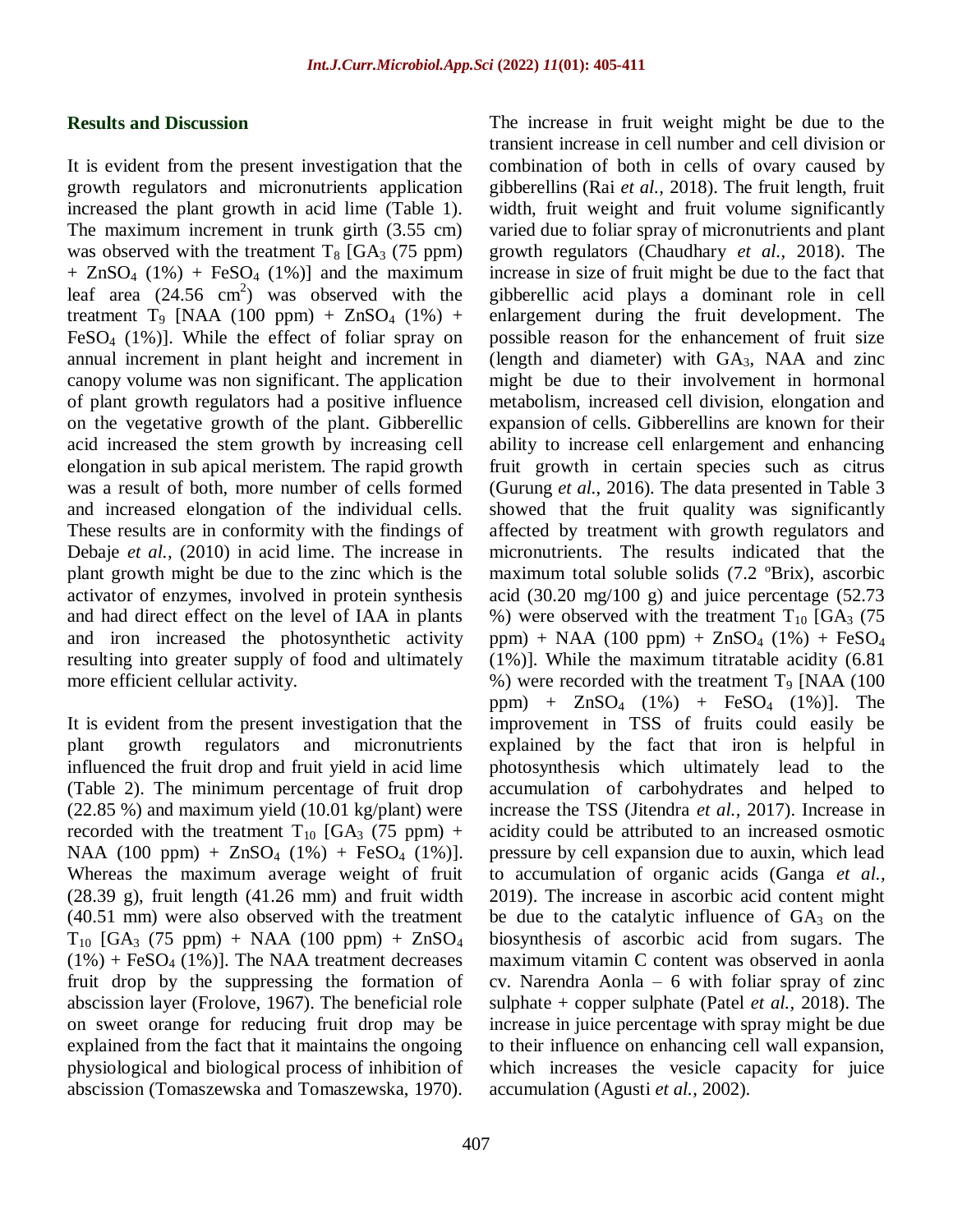## Results and Discussion

It is evident from the present investigation that the growth regulators and micronutrients application increased the plant growth in acid lime (Table 1). The maximum increment in trunk girth (3.55 cm) was observed with the treatment $T_8$ [$GA_3$ (75 ppm) + $ZnSO_4$ (1%) + $FeSO_4$ (1%)] and the maximum leaf area (24.56 $cm^2$) was observed with the treatment $T_9$ [NAA (100 ppm) + $ZnSO_4$ (1%) + $FeSO_4$ (1%)]. While the effect of foliar spray on annual increment in plant height and increment in canopy volume was non significant. The application of plant growth regulators had a positive influence on the vegetative growth of the plant. Gibberellic acid increased the stem growth by increasing cell elongation in sub apical meristem. The rapid growth was a result of both, more number of cells formed and increased elongation of the individual cells. These results are in conformity with the findings of Debaje *et al.,* (2010) in acid lime. The increase in plant growth might be due to the zinc which is the activator of enzymes, involved in protein synthesis and had direct effect on the level of IAA in plants and iron increased the photosynthetic activity resulting into greater supply of food and ultimately more efficient cellular activity.

It is evident from the present investigation that the plant growth regulators and micronutrients influenced the fruit drop and fruit yield in acid lime (Table 2). The minimum percentage of fruit drop (22.85 %) and maximum yield (10.01 kg/plant) were recorded with the treatment $T_{10}$ [$GA_3$ (75 ppm) + NAA (100 ppm) + $ZnSO_4$ (1%) + $FeSO_4$ (1%)]. Whereas the maximum average weight of fruit (28.39 g), fruit length (41.26 mm) and fruit width (40.51 mm) were also observed with the treatment $T_{10}$ [$GA_3$ (75 ppm) + NAA (100 ppm) + $ZnSO_4$ (1%) + $FeSO_4$ (1%)]. The NAA treatment decreases fruit drop by the suppressing the formation of abscission layer (Frolove, 1967). The beneficial role on sweet orange for reducing fruit drop may be explained from the fact that it maintains the ongoing physiological and biological process of inhibition of abscission (Tomaszewska and Tomaszewska, 1970). The increase in fruit weight might be due to the transient increase in cell number and cell division or combination of both in cells of ovary caused by gibberellins (Rai *et al.,* 2018). The fruit length, fruit width, fruit weight and fruit volume significantly varied due to foliar spray of micronutrients and plant growth regulators (Chaudhary *et al.,* 2018). The increase in size of fruit might be due to the fact that gibberellic acid plays a dominant role in cell enlargement during the fruit development. The possible reason for the enhancement of fruit size (length and diameter) with $GA_3$, NAA and zinc might be due to their involvement in hormonal metabolism, increased cell division, elongation and expansion of cells. Gibberellins are known for their ability to increase cell enlargement and enhancing fruit growth in certain species such as citrus (Gurung *et al.,* 2016). The data presented in Table 3 showed that the fruit quality was significantly affected by treatment with growth regulators and micronutrients. The results indicated that the maximum total soluble solids (7.2 ºBrix), ascorbic acid (30.20 mg/100 g) and juice percentage (52.73 %) were observed with the treatment $T_{10}$ [$GA_3$ (75 ppm) + NAA (100 ppm) + $ZnSO_4$ (1%) + $FeSO_4$ (1%)]. While the maximum titratable acidity (6.81 %) were recorded with the treatment $T_9$ [NAA (100 ppm) + $ZnSO_4$ (1%) + $FeSO_4$ (1%)]. The improvement in TSS of fruits could easily be explained by the fact that iron is helpful in photosynthesis which ultimately lead to the accumulation of carbohydrates and helped to increase the TSS (Jitendra *et al.,* 2017). Increase in acidity could be attributed to an increased osmotic pressure by cell expansion due to auxin, which lead to accumulation of organic acids (Ganga *et al.,* 2019). The increase in ascorbic acid content might be due to the catalytic influence of $GA_3$ on the biosynthesis of ascorbic acid from sugars. The maximum vitamin C content was observed in aonla cv. Narendra Aonla – 6 with foliar spray of zinc sulphate + copper sulphate (Patel *et al.,* 2018). The increase in juice percentage with spray might be due to their influence on enhancing cell wall expansion, which increases the vesicle capacity for juice accumulation (Agusti *et al.,* 2002).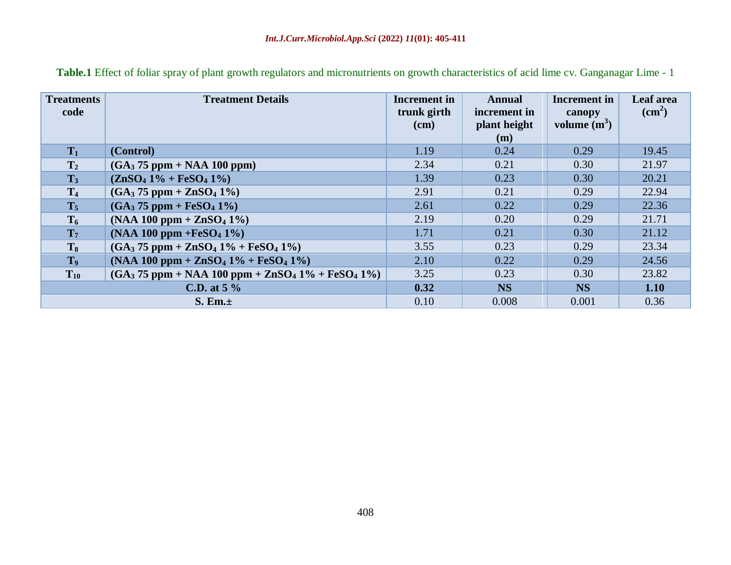**Table.1** Effect of foliar spray of plant growth regulators and micronutrients on growth characteristics of acid lime cv. Ganganagar Lime - 1

| Treatments code | Treatment Details | Increment in trunk girth (cm) | Annual increment in plant height (m) | Increment in canopy volume ($m^3$) | Leaf area ($cm^2$) |
|---|---|---|---|---|---|
| $T_1$ | **(Control)** | 1.19 | 0.24 | 0.29 | 19.45 |
| $T_2$ | **($GA_3$ 75 ppm + NAA 100 ppm)** | 2.34 | 0.21 | 0.30 | 21.97 |
| $T_3$ | **($ZnSO_4$ 1% + $FeSO_4$ 1%)** | 1.39 | 0.23 | 0.30 | 20.21 |
| $T_4$ | **($GA_3$ 75 ppm + $ZnSO_4$ 1%)** | 2.91 | 0.21 | 0.29 | 22.94 |
| $T_5$ | **($GA_3$ 75 ppm + $FeSO_4$ 1%)** | 2.61 | 0.22 | 0.29 | 22.36 |
| $T_6$ | **(NAA 100 ppm + $ZnSO_4$ 1%)** | 2.19 | 0.20 | 0.29 | 21.71 |
| $T_7$ | **(NAA 100 ppm +$FeSO_4$ 1%)** | 1.71 | 0.21 | 0.30 | 21.12 |
| $T_8$ | **($GA_3$ 75 ppm + $ZnSO_4$ 1% + $FeSO_4$ 1%)** | 3.55 | 0.23 | 0.29 | 23.34 |
| $T_9$ | **(NAA 100 ppm + $ZnSO_4$ 1% + $FeSO_4$ 1%)** | 2.10 | 0.22 | 0.29 | 24.56 |
| $T_{10}$ | **($GA_3$ 75 ppm + NAA 100 ppm + $ZnSO_4$ 1% + $FeSO_4$ 1%)** | 3.25 | 0.23 | 0.30 | 23.82 |
| **C.D. at 5 %** | | **0.32** | **NS** | **NS** | **1.10** |
| **S. Em.±** | | 0.10 | 0.008 | 0.001 | 0.36 |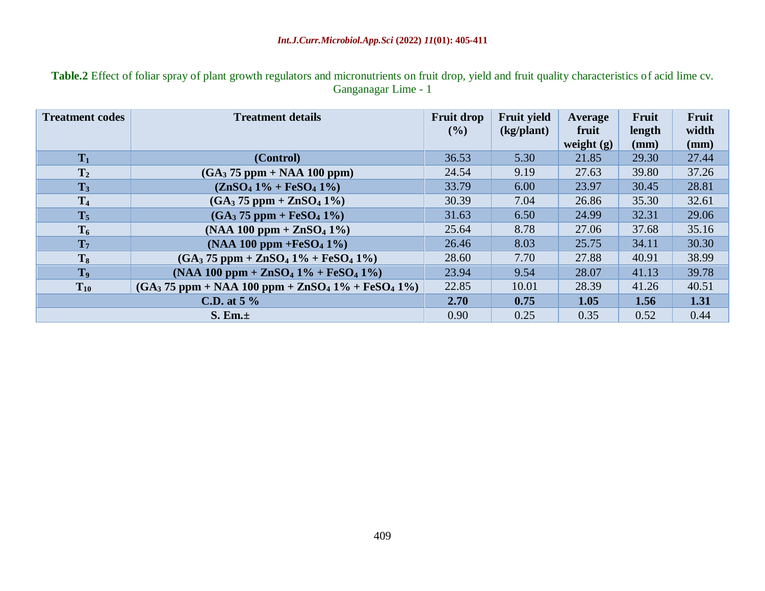**Table.2** Effect of foliar spray of plant growth regulators and micronutrients on fruit drop, yield and fruit quality characteristics of acid lime cv. Ganganagar Lime - 1

| Treatment codes | Treatment details | Fruit drop (%) | Fruit yield (kg/plant) | Average fruit weight (g) | Fruit length (mm) | Fruit width (mm) |
|---|---|---|---|---|---|---|
| $T_1$ | (Control) | 36.53 | 5.30 | 21.85 | 29.30 | 27.44 |
| $T_2$ | ($GA_3$ 75 ppm + NAA 100 ppm) | 24.54 | 9.19 | 27.63 | 39.80 | 37.26 |
| $T_3$ | ($ZnSO_4$ 1% + $FeSO_4$ 1%) | 33.79 | 6.00 | 23.97 | 30.45 | 28.81 |
| $T_4$ | ($GA_3$ 75 ppm + $ZnSO_4$ 1%) | 30.39 | 7.04 | 26.86 | 35.30 | 32.61 |
| $T_5$ | ($GA_3$ 75 ppm + $FeSO_4$ 1%) | 31.63 | 6.50 | 24.99 | 32.31 | 29.06 |
| $T_6$ | (NAA 100 ppm + $ZnSO_4$ 1%) | 25.64 | 8.78 | 27.06 | 37.68 | 35.16 |
| $T_7$ | (NAA 100 ppm +$FeSO_4$ 1%) | 26.46 | 8.03 | 25.75 | 34.11 | 30.30 |
| $T_8$ | ($GA_3$ 75 ppm + $ZnSO_4$ 1% + $FeSO_4$ 1%) | 28.60 | 7.70 | 27.88 | 40.91 | 38.99 |
| $T_9$ | (NAA 100 ppm + $ZnSO_4$ 1% + $FeSO_4$ 1%) | 23.94 | 9.54 | 28.07 | 41.13 | 39.78 |
| $T_{10}$ | ($GA_3$ 75 ppm + NAA 100 ppm + $ZnSO_4$ 1% + $FeSO_4$ 1%) | 22.85 | 10.01 | 28.39 | 41.26 | 40.51 |
| **C.D. at 5 %** | | **2.70** | **0.75** | **1.05** | **1.56** | **1.31** |
| **S. Em.±** | | 0.90 | 0.25 | 0.35 | 0.52 | 0.44 |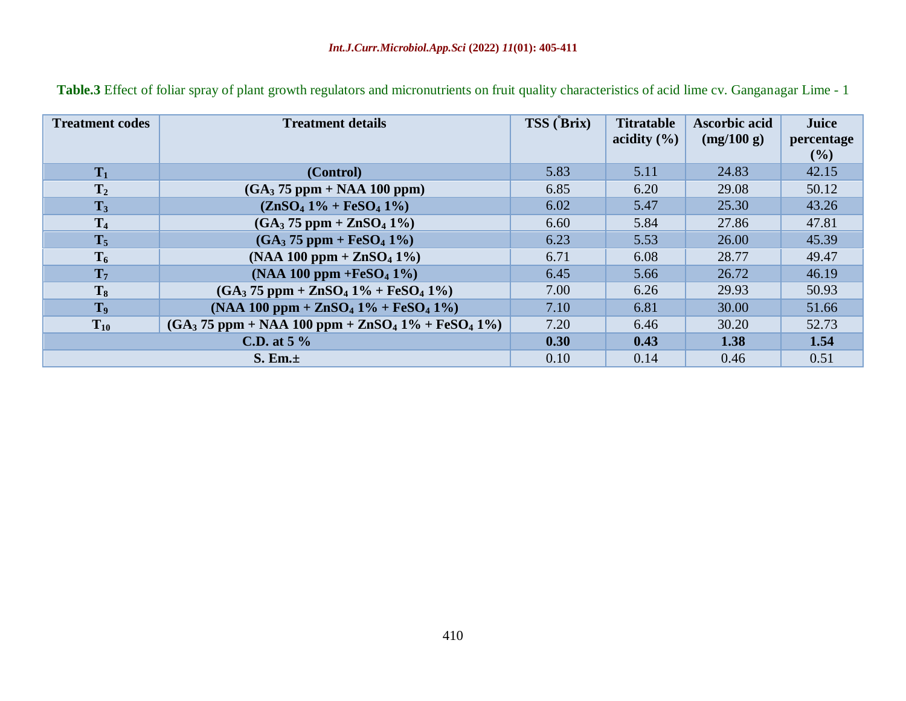**Table.3** Effect of foliar spray of plant growth regulators and micronutrients on fruit quality characteristics of acid lime cv. Ganganagar Lime - 1

| Treatment codes | Treatment details | TSS (°Brix) | Titratable acidity (%) | Ascorbic acid (mg/100 g) | Juice percentage (%) |
|---|---|---|---|---|---|
| $T_1$ | (Control) | 5.83 | 5.11 | 24.83 | 42.15 |
| $T_2$ | ($GA_3$ 75 ppm + NAA 100 ppm) | 6.85 | 6.20 | 29.08 | 50.12 |
| $T_3$ | ($ZnSO_4$ 1% + $FeSO_4$ 1%) | 6.02 | 5.47 | 25.30 | 43.26 |
| $T_4$ | ($GA_3$ 75 ppm + $ZnSO_4$ 1%) | 6.60 | 5.84 | 27.86 | 47.81 |
| $T_5$ | ($GA_3$ 75 ppm + $FeSO_4$ 1%) | 6.23 | 5.53 | 26.00 | 45.39 |
| $T_6$ | (NAA 100 ppm + $ZnSO_4$ 1%) | 6.71 | 6.08 | 28.77 | 49.47 |
| $T_7$ | (NAA 100 ppm +$FeSO_4$ 1%) | 6.45 | 5.66 | 26.72 | 46.19 |
| $T_8$ | ($GA_3$ 75 ppm + $ZnSO_4$ 1% + $FeSO_4$ 1%) | 7.00 | 6.26 | 29.93 | 50.93 |
| $T_9$ | (NAA 100 ppm + $ZnSO_4$ 1% + $FeSO_4$ 1%) | 7.10 | 6.81 | 30.00 | 51.66 |
| $T_{10}$ | ($GA_3$ 75 ppm + NAA 100 ppm + $ZnSO_4$ 1% + $FeSO_4$ 1%) | 7.20 | 6.46 | 30.20 | 52.73 |
| **C.D. at 5 %** | | **0.30** | **0.43** | **1.38** | **1.54** |
| **S. Em.±** | | 0.10 | 0.14 | 0.46 | 0.51 |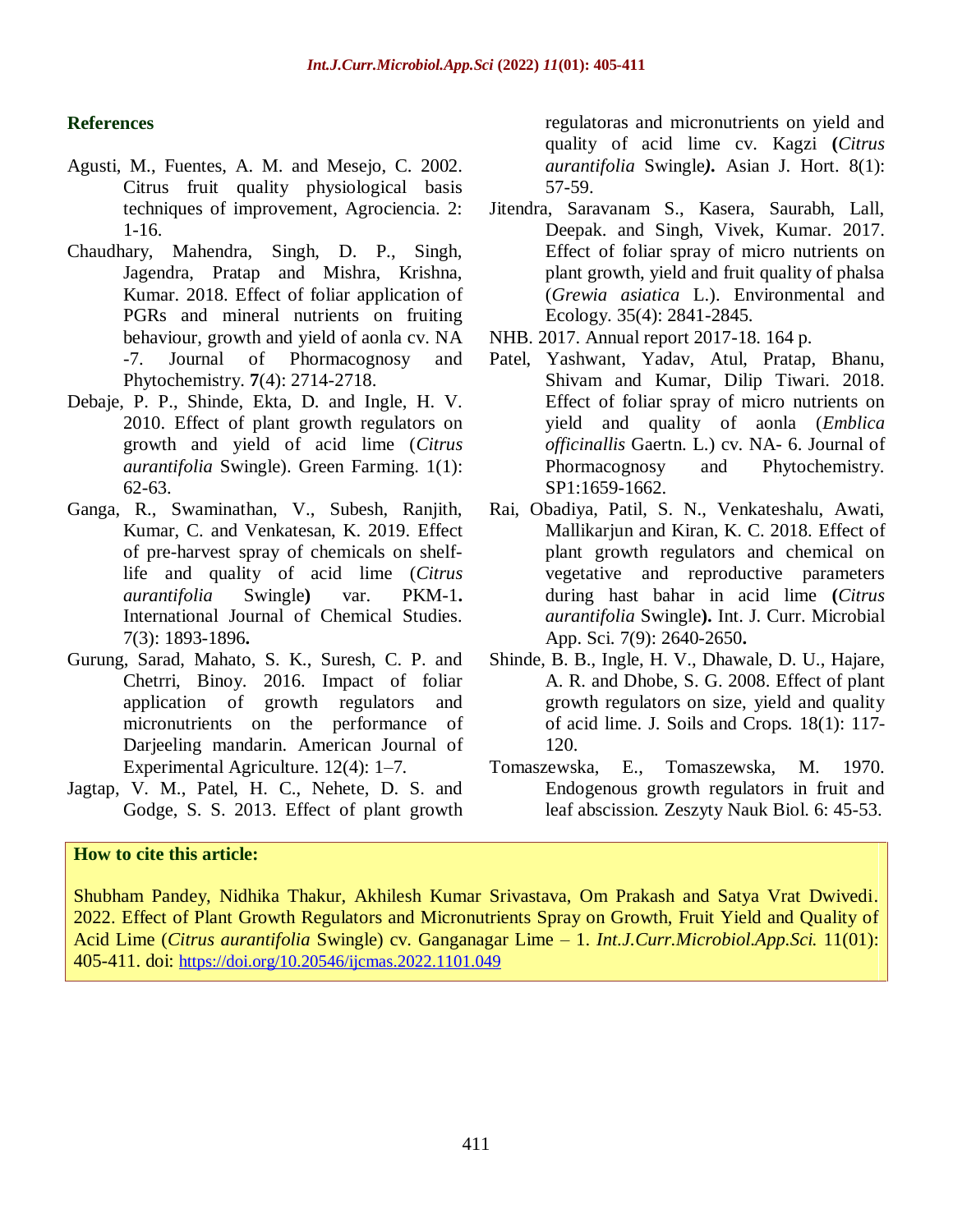## References

Agusti, M., Fuentes, A. M. and Mesejo, C. 2002. Citrus fruit quality physiological basis techniques of improvement, Agrociencia. 2: 1-16.

Chaudhary, Mahendra, Singh, D. P., Singh, Jagendra, Pratap and Mishra, Krishna, Kumar. 2018. Effect of foliar application of PGRs and mineral nutrients on fruiting behaviour, growth and yield of aonla cv. NA -7. Journal of Phormacognosy and Phytochemistry. **7**(4): 2714-2718.

Debaje, P. P., Shinde, Ekta, D. and Ingle, H. V. 2010. Effect of plant growth regulators on growth and yield of acid lime (*Citrus aurantifolia* Swingle). Green Farming. 1(1): 62-63.

Ganga, R., Swaminathan, V., Subesh, Ranjith, Kumar, C. and Venkatesan, K. 2019. Effect of pre-harvest spray of chemicals on shelf-life and quality of acid lime (*Citrus aurantifolia* Swingle**)** var. PKM-1**.** International Journal of Chemical Studies. 7(3): 1893-1896**.**

Gurung, Sarad, Mahato, S. K., Suresh, C. P. and Chetrri, Binoy. 2016. Impact of foliar application of growth regulators and micronutrients on the performance of Darjeeling mandarin. American Journal of Experimental Agriculture. 12(4): 1–7.

Jagtap, V. M., Patel, H. C., Nehete, D. S. and Godge, S. S. 2013. Effect of plant growth regulatoras and micronutrients on yield and quality of acid lime cv. Kagzi **(***Citrus aurantifolia* Swingle***).*** Asian J. Hort. 8(1): 57-59.

Jitendra, Saravanam S., Kasera, Saurabh, Lall, Deepak. and Singh, Vivek, Kumar. 2017. Effect of foliar spray of micro nutrients on plant growth, yield and fruit quality of phalsa (*Grewia asiatica* L.). Environmental and Ecology. 35(4): 2841-2845.

NHB. 2017. Annual report 2017-18. 164 p.

Patel, Yashwant, Yadav, Atul, Pratap, Bhanu, Shivam and Kumar, Dilip Tiwari. 2018. Effect of foliar spray of micro nutrients on yield and quality of aonla (*Emblica officinallis* Gaertn. L.) cv. NA- 6. Journal of Phormacognosy and Phytochemistry. SP1:1659-1662.

Rai, Obadiya, Patil, S. N., Venkateshalu, Awati, Mallikarjun and Kiran, K. C. 2018. Effect of plant growth regulators and chemical on vegetative and reproductive parameters during hast bahar in acid lime **(***Citrus aurantifolia* Swingle**).** Int. J. Curr. Microbial App. Sci. 7(9): 2640-2650**.**

Shinde, B. B., Ingle, H. V., Dhawale, D. U., Hajare, A. R. and Dhobe, S. G. 2008. Effect of plant growth regulators on size, yield and quality of acid lime. J. Soils and Crops. 18(1): 117-120.

Tomaszewska, E., Tomaszewska, M. 1970. Endogenous growth regulators in fruit and leaf abscission. Zeszyty Nauk Biol. 6: 45-53.

**How to cite this article:**

Shubham Pandey, Nidhika Thakur, Akhilesh Kumar Srivastava, Om Prakash and Satya Vrat Dwivedi. 2022. Effect of Plant Growth Regulators and Micronutrients Spray on Growth, Fruit Yield and Quality of Acid Lime (*Citrus aurantifolia* Swingle) cv. Ganganagar Lime – 1. *Int.J.Curr.Microbiol.App.Sci.* 11(01): 405-411. doi: https://doi.org/10.20546/ijcmas.2022.1101.049